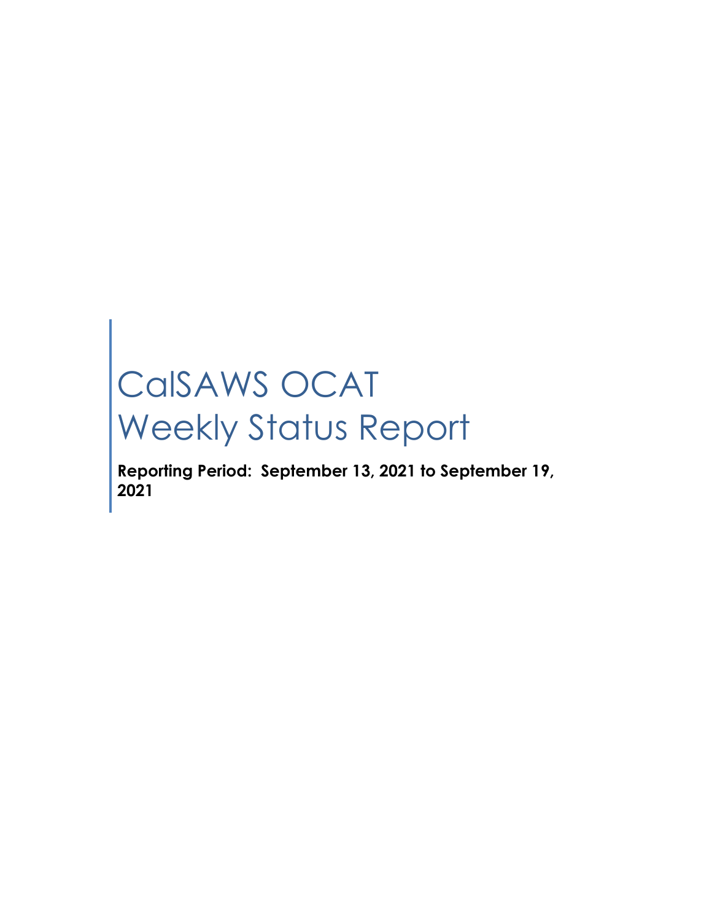# CalSAWS OCAT Weekly Status Report

**Reporting Period: September 13, 2021 to September 19, 2021**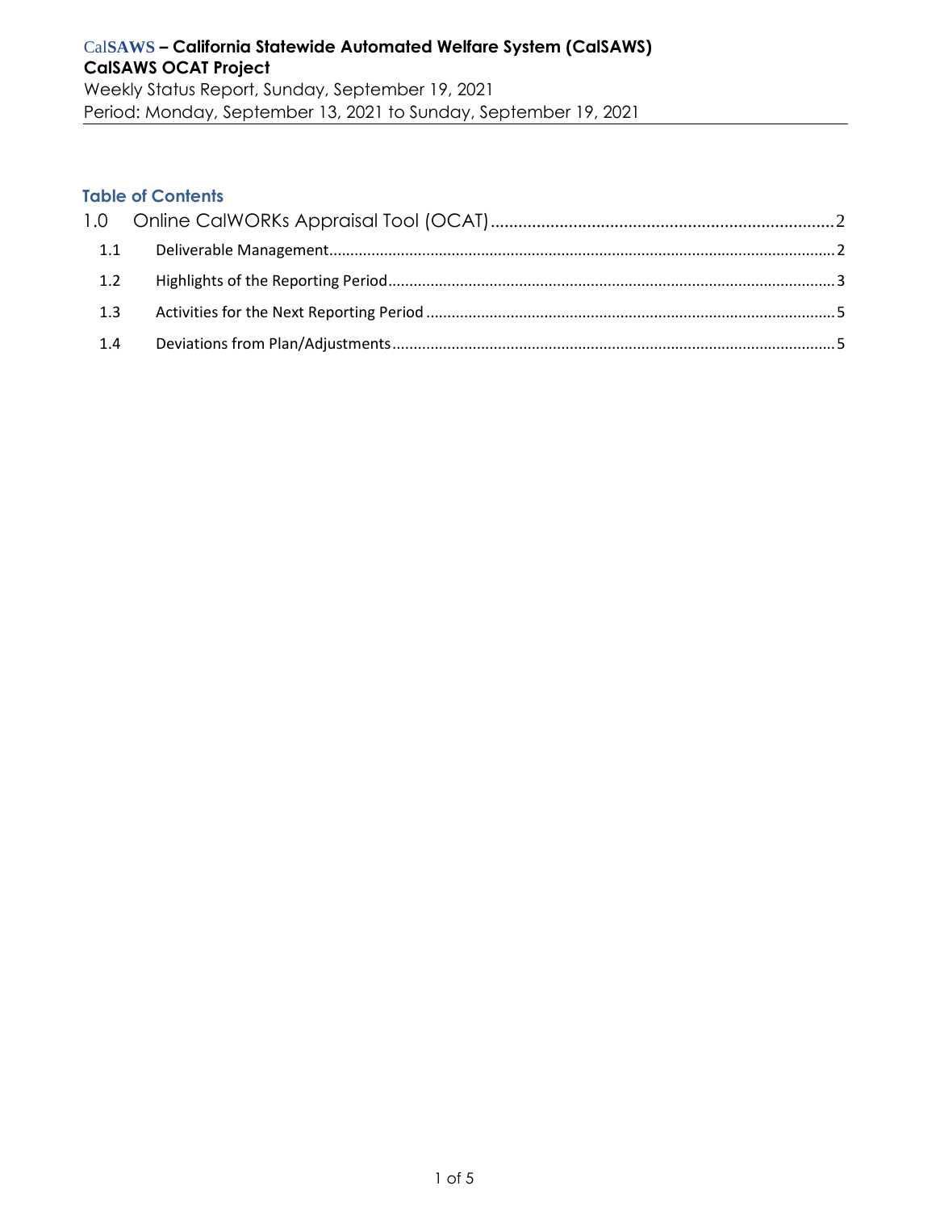**CalSAWS – California Statewide Automated Welfare System (CalSAWS)**
**CalSAWS OCAT Project**
Weekly Status Report, Sunday, September 19, 2021
Period: Monday, September 13, 2021 to Sunday, September 19, 2021

## Table of Contents

1.0 Online CalWORKs Appraisal Tool (OCAT) .......... 2
- 1.1 Deliverable Management .......... 2
- 1.2 Highlights of the Reporting Period .......... 3
- 1.3 Activities for the Next Reporting Period .......... 5
- 1.4 Deviations from Plan/Adjustments .......... 5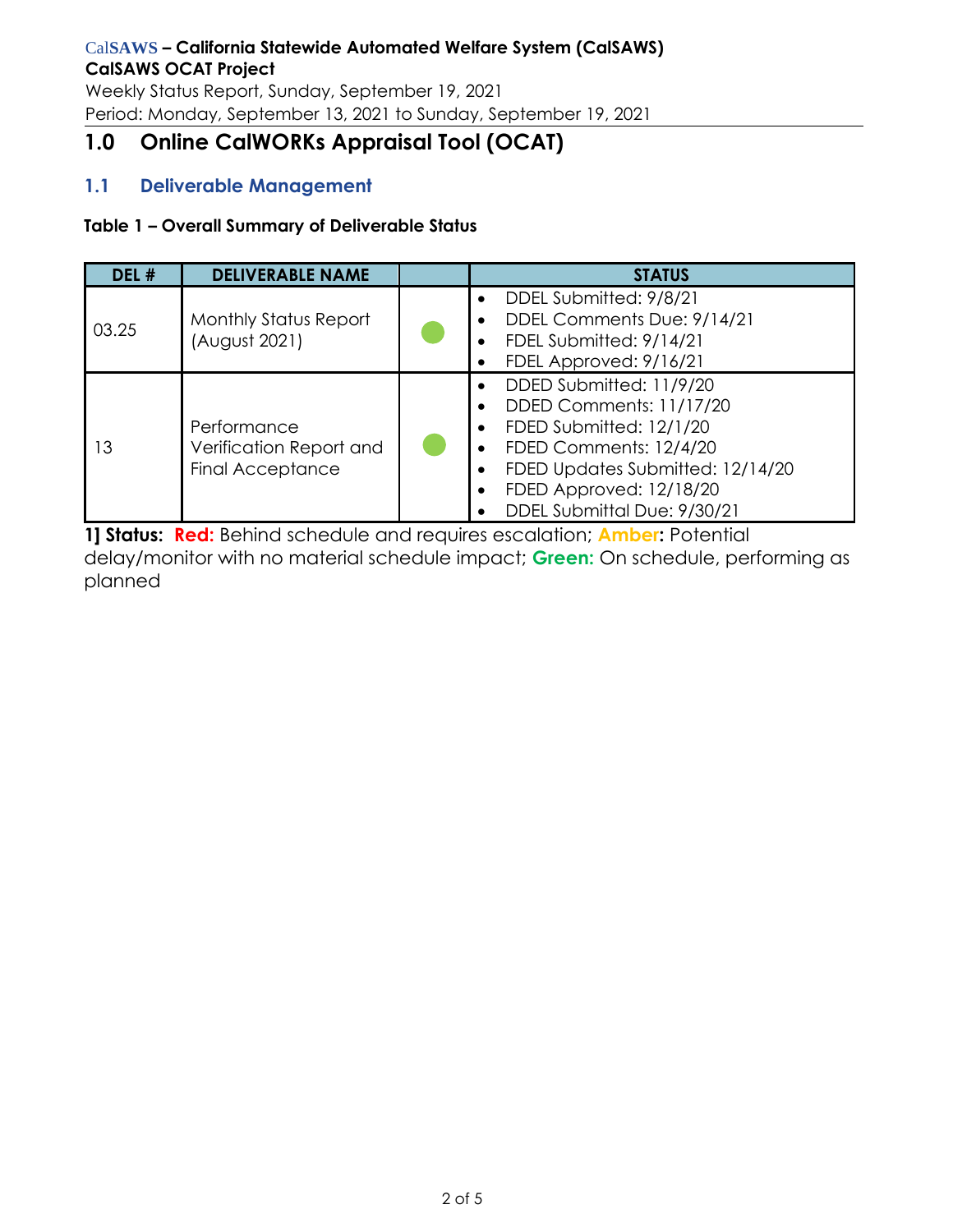# 1.0 Online CalWORKs Appraisal Tool (OCAT)

## 1.1 Deliverable Management

**Table 1 – Overall Summary of Deliverable Status**

| DEL # | DELIVERABLE NAME | | STATUS |
|---|---|---|---|
| 03.25 | Monthly Status Report (August 2021) | Green | • DDEL Submitted: 9/8/21<br>• DDEL Comments Due: 9/14/21<br>• FDEL Submitted: 9/14/21<br>• FDEL Approved: 9/16/21 |
| 13 | Performance Verification Report and Final Acceptance | Green | • DDED Submitted: 11/9/20<br>• DDED Comments: 11/17/20<br>• FDED Submitted: 12/1/20<br>• FDED Comments: 12/4/20<br>• FDED Updates Submitted: 12/14/20<br>• FDED Approved: 12/18/20<br>• DDEL Submittal Due: 9/30/21 |

**1] Status: Red:** Behind schedule and requires escalation; **Amber:** Potential delay/monitor with no material schedule impact; **Green:** On schedule, performing as planned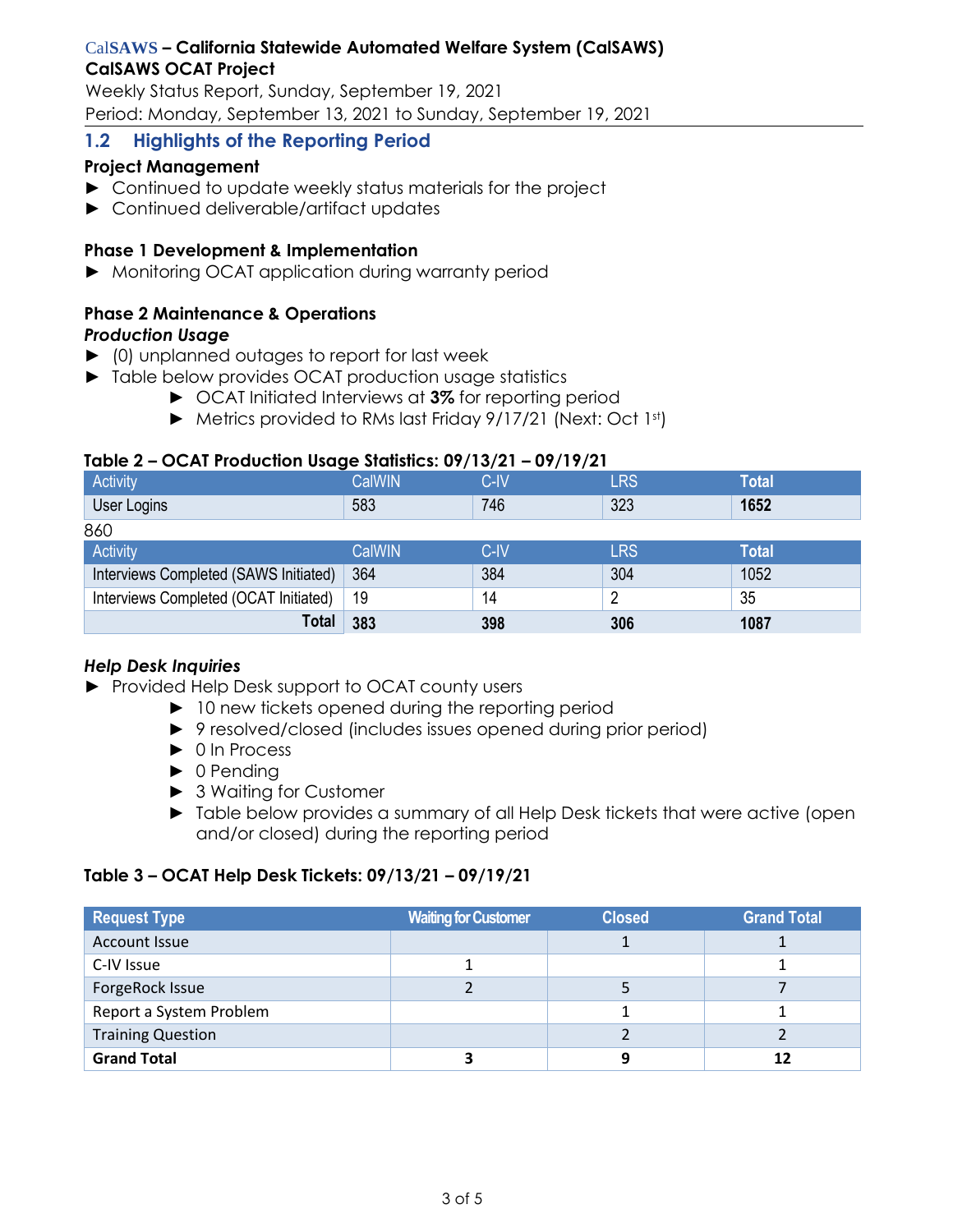## 1.2 Highlights of the Reporting Period

### Project Management

- Continued to update weekly status materials for the project
- Continued deliverable/artifact updates

### Phase 1 Development & Implementation

- Monitoring OCAT application during warranty period

### Phase 2 Maintenance & Operations

***Production Usage***

- (0) unplanned outages to report for last week
- Table below provides OCAT production usage statistics
  - OCAT Initiated Interviews at **3%** for reporting period
  - Metrics provided to RMs last Friday 9/17/21 (Next: Oct 1st)

**Table 2 – OCAT Production Usage Statistics: 09/13/21 – 09/19/21**

| Activity | CalWIN | C-IV | LRS | Total |
|---|---|---|---|---|
| User Logins | 583 | 746 | 323 | **1652** |

860

| Activity | CalWIN | C-IV | LRS | Total |
|---|---|---|---|---|
| Interviews Completed (SAWS Initiated) | 364 | 384 | 304 | 1052 |
| Interviews Completed (OCAT Initiated) | 19 | 14 | 2 | 35 |
| **Total** | **383** | **398** | **306** | **1087** |

***Help Desk Inquiries***

- Provided Help Desk support to OCAT county users
  - 10 new tickets opened during the reporting period
  - 9 resolved/closed (includes issues opened during prior period)
  - 0 In Process
  - 0 Pending
  - 3 Waiting for Customer
  - Table below provides a summary of all Help Desk tickets that were active (open and/or closed) during the reporting period

**Table 3 – OCAT Help Desk Tickets: 09/13/21 – 09/19/21**

| Request Type | Waiting for Customer | Closed | Grand Total |
|---|---|---|---|
| Account Issue | | 1 | 1 |
| C-IV Issue | 1 | | 1 |
| ForgeRock Issue | 2 | 5 | 7 |
| Report a System Problem | | 1 | 1 |
| Training Question | | 2 | 2 |
| **Grand Total** | **3** | **9** | **12** |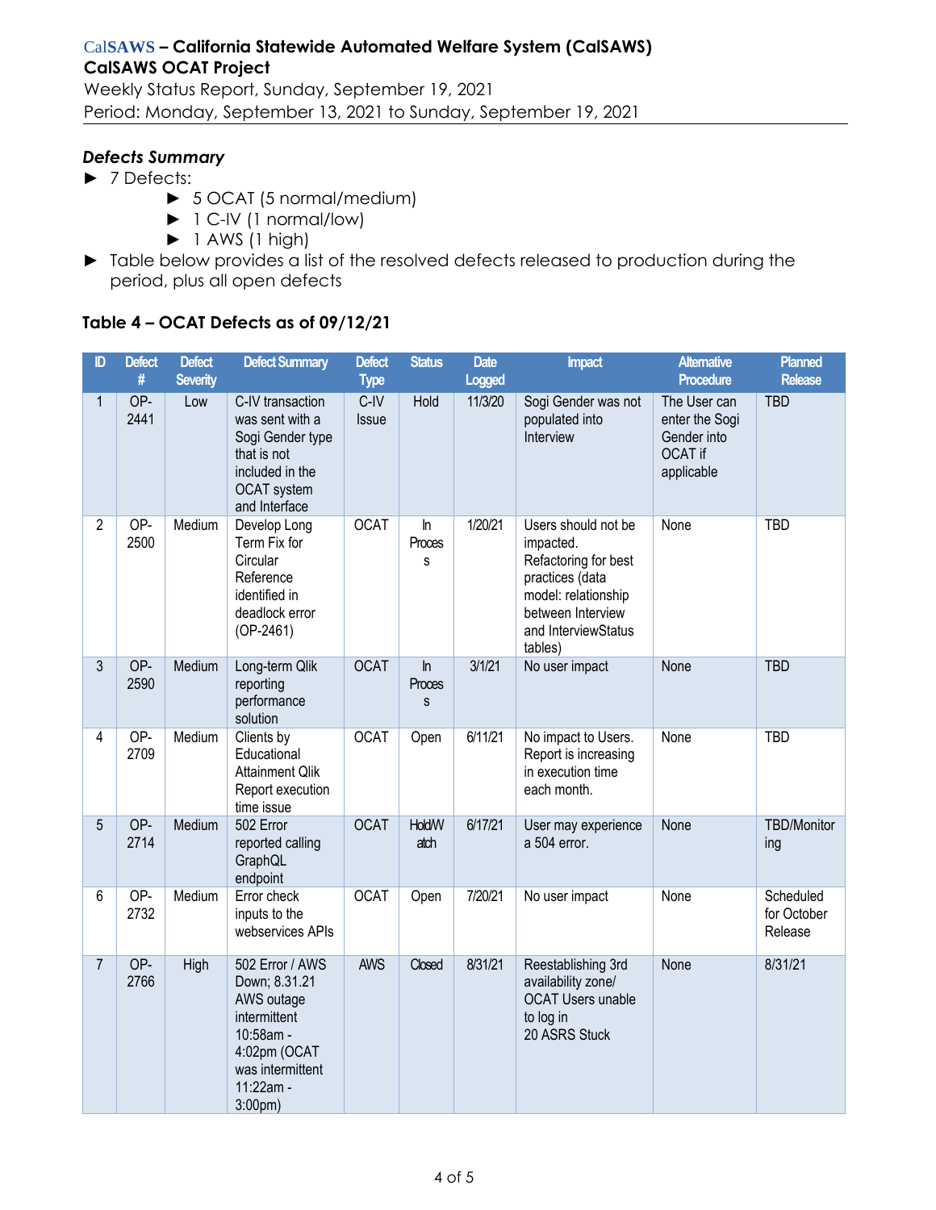### *Defects Summary*

- 7 Defects:
  - 5 OCAT (5 normal/medium)
  - 1 C-IV (1 normal/low)
  - 1 AWS (1 high)
- Table below provides a list of the resolved defects released to production during the period, plus all open defects

### Table 4 – OCAT Defects as of 09/12/21

| ID | Defect # | Defect Severity | Defect Summary | Defect Type | Status | Date Logged | Impact | Alternative Procedure | Planned Release |
|---|---|---|---|---|---|---|---|---|---|
| 1 | OP-2441 | Low | C-IV transaction was sent with a Sogi Gender type that is not included in the OCAT system and Interface | C-IV Issue | Hold | 11/3/20 | Sogi Gender was not populated into Interview | The User can enter the Sogi Gender into OCAT if applicable | TBD |
| 2 | OP-2500 | Medium | Develop Long Term Fix for Circular Reference identified in deadlock error (OP-2461) | OCAT | In Process | 1/20/21 | Users should not be impacted. Refactoring for best practices (data model: relationship between Interview and InterviewStatus tables) | None | TBD |
| 3 | OP-2590 | Medium | Long-term Qlik reporting performance solution | OCAT | In Process | 3/1/21 | No user impact | None | TBD |
| 4 | OP-2709 | Medium | Clients by Educational Attainment Qlik Report execution time issue | OCAT | Open | 6/11/21 | No impact to Users. Report is increasing in execution time each month. | None | TBD |
| 5 | OP-2714 | Medium | 502 Error reported calling GraphQL endpoint | OCAT | Hold/Watch | 6/17/21 | User may experience a 504 error. | None | TBD/Monitoring |
| 6 | OP-2732 | Medium | Error check inputs to the webservices APIs | OCAT | Open | 7/20/21 | No user impact | None | Scheduled for October Release |
| 7 | OP-2766 | High | 502 Error / AWS Down; 8.31.21 AWS outage intermittent 10:58am - 4:02pm (OCAT was intermittent 11:22am - 3:00pm) | AWS | Closed | 8/31/21 | Reestablishing 3rd availability zone/ OCAT Users unable to log in 20 ASRS Stuck | None | 8/31/21 |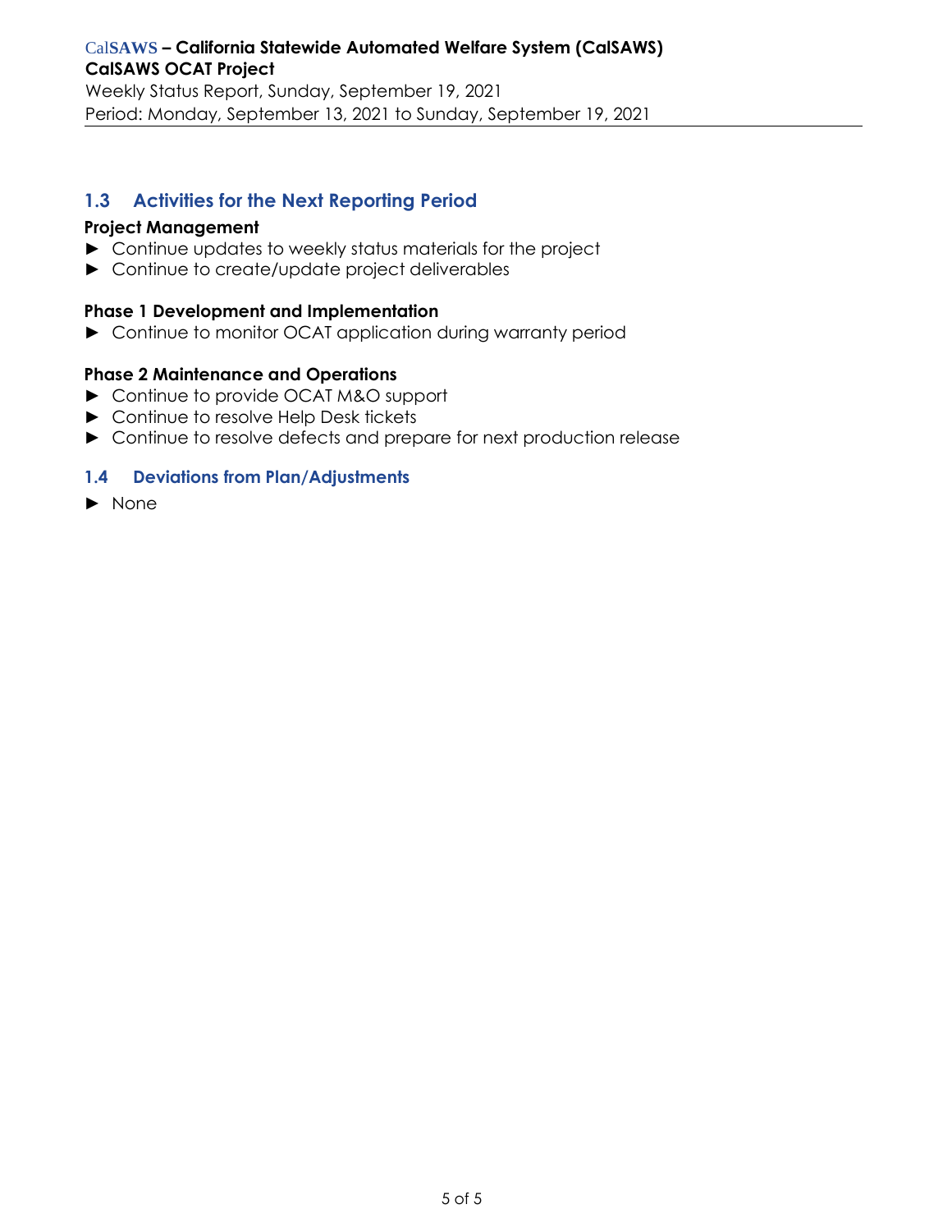## 1.3 Activities for the Next Reporting Period

**Project Management**

- ► Continue updates to weekly status materials for the project
- ► Continue to create/update project deliverables

**Phase 1 Development and Implementation**

- ► Continue to monitor OCAT application during warranty period

**Phase 2 Maintenance and Operations**

- ► Continue to provide OCAT M&O support
- ► Continue to resolve Help Desk tickets
- ► Continue to resolve defects and prepare for next production release

## 1.4 Deviations from Plan/Adjustments

- ► None